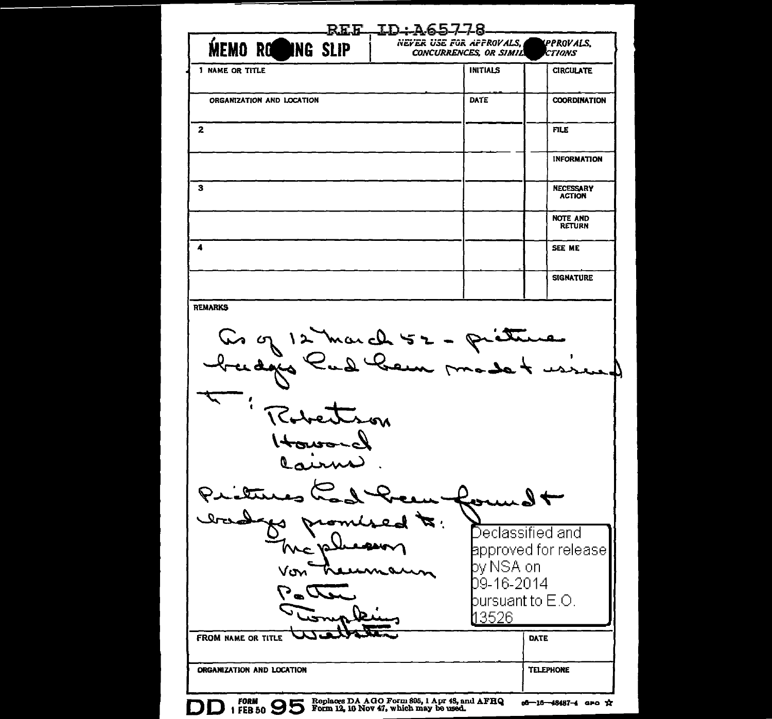REF ID:A65778

# MEMO ROUTING SLIP

NEVER USE FOR APPROVALS, DISAPPROVALS, CONCURRENCES, OR SIMILAR ACTIONS

| 1 NAME OR TITLE | INITIALS | | CIRCULATE |
|---|---|---|---|
| ORGANIZATION AND LOCATION | DATE | | COORDINATION |
| 2 | | | FILE |
| | | | INFORMATION |
| 3 | | | NECESSARY ACTION |
| | | | NOTE AND RETURN |
| 4 | | | SEE ME |
| | | | SIGNATURE |

**REMARKS**

As of 12 March 52 - picture badges had been made & issued to:

Robertson
Howard
Cairns.

Pictures had been found & badges promised to:

McPherson
Von Neumann
Potter
Tompkins
Webster

Declassified and approved for release by NSA on 09-16-2014 pursuant to E.O. 13526

| FROM NAME OR TITLE | DATE |
|---|---|
| ORGANIZATION AND LOCATION | TELEPHONE |

DD FORM 1 FEB 50 95 Replaces DA AGO Form 895, 1 Apr 48, and AFHQ Form 12, 10 Nov 47, which may be used.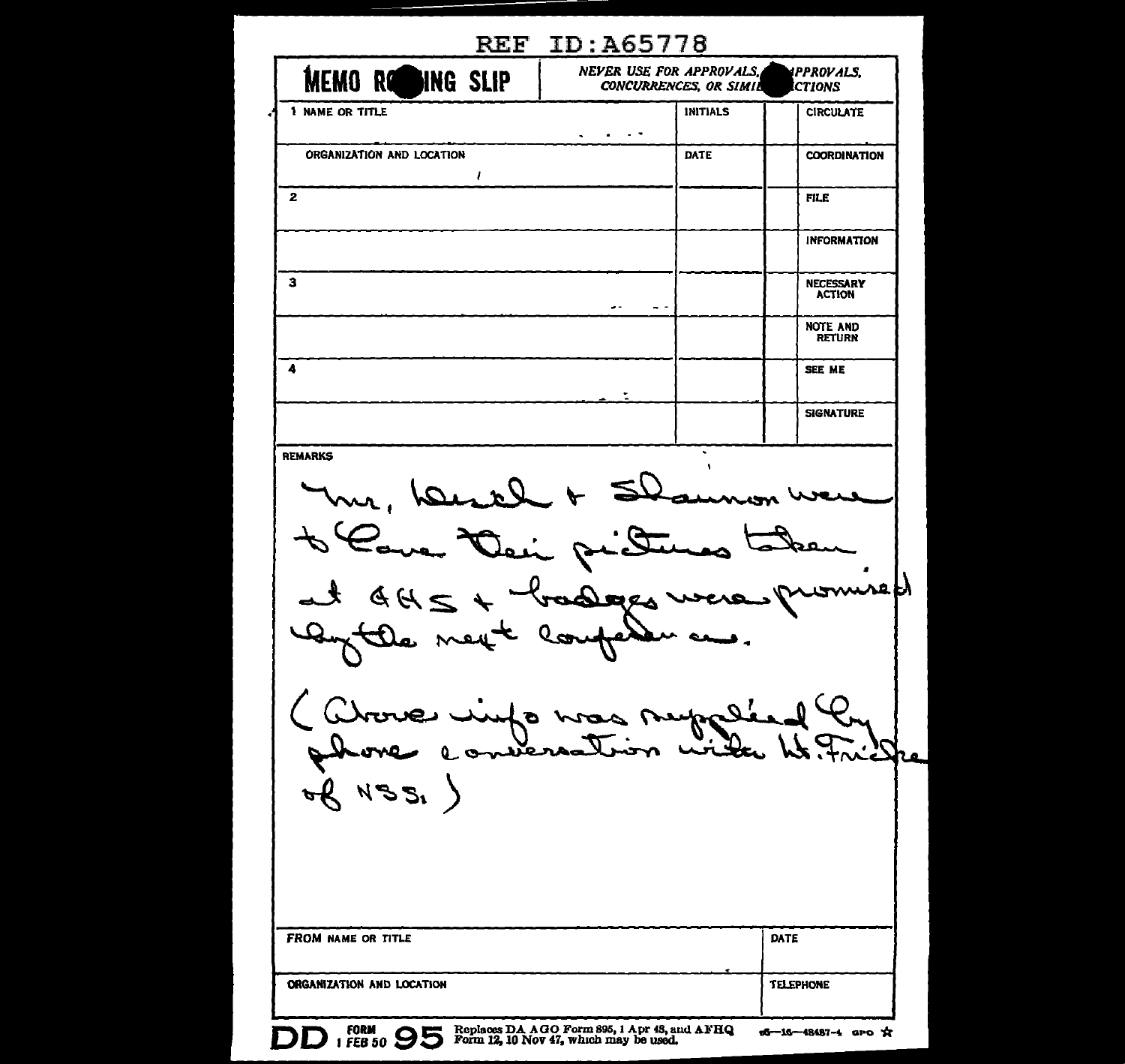REF ID:A65778

# MEMO ROUTING SLIP

*NEVER USE FOR APPROVALS, DISAPPROVALS, CONCURRENCES, OR SIMILAR ACTIONS*

| | INITIALS | | |
|---|---|---|---|
| 1 NAME OR TITLE | INITIALS | | CIRCULATE |
| ORGANIZATION AND LOCATION | DATE | | COORDINATION |
| 2 | | | FILE |
| | | | INFORMATION |
| 3 | | | NECESSARY ACTION |
| | | | NOTE AND RETURN |
| 4 | | | SEE ME |
| | | | SIGNATURE |

**REMARKS**

Mr. Wesch + Shannon were to have their pictures taken at GHS + badges were promised by the next conference.

(Above info was supplied by phone conversation with Lt. Fricke of NSS.)

| FROM NAME OR TITLE | DATE |
|---|---|
| ORGANIZATION AND LOCATION | TELEPHONE |

DD FORM 1 FEB 50 95 Replaces DA AGO Form 895, 1 Apr 48, and AFHQ Form 12, 10 Nov 47, which may be used. 16—48487-4 GPO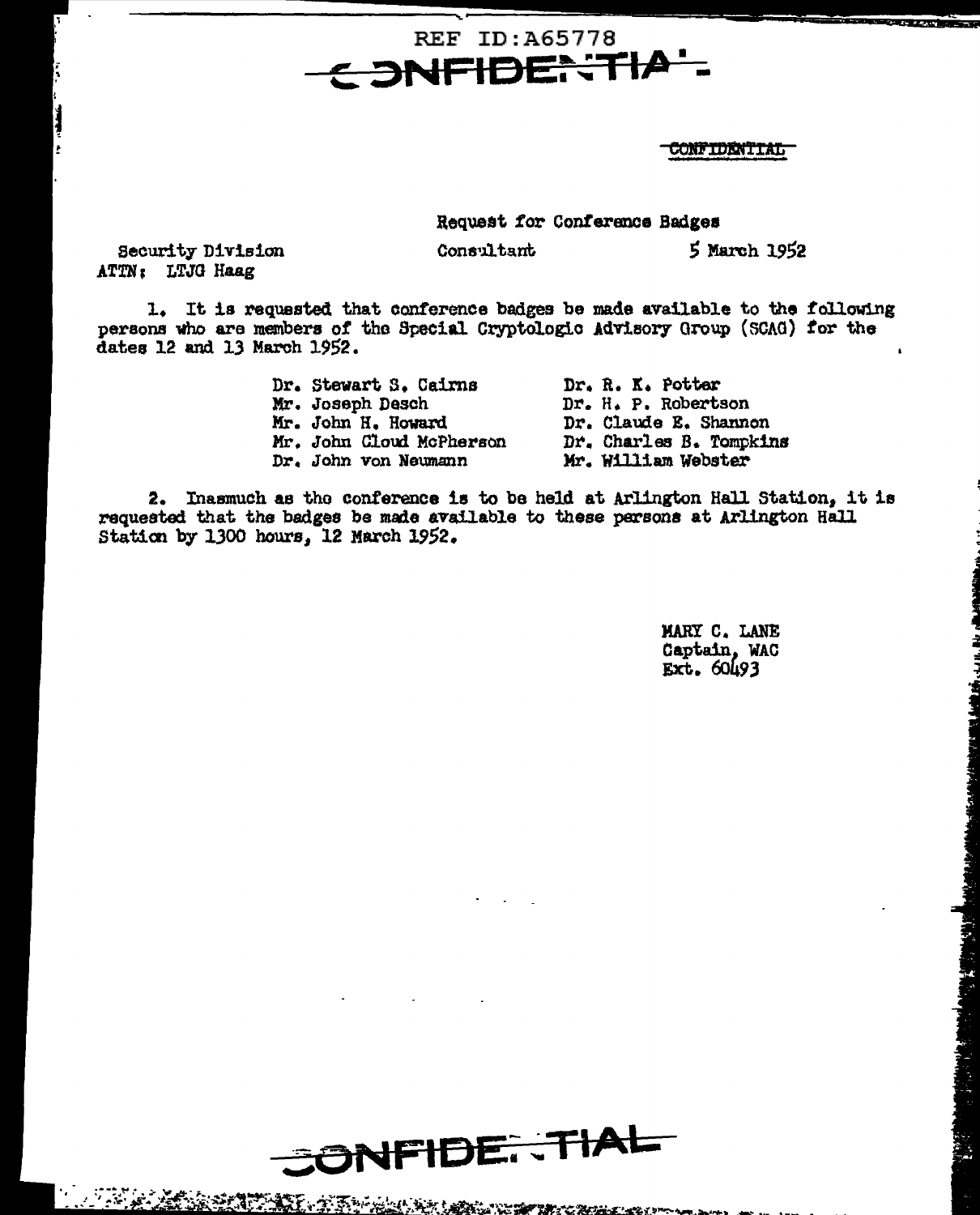REF ID:A65778

CONFIDENTIAL

CONFIDENTIAL

Request for Conference Badges

Security Division
ATTN: LTJG Haag

Consultant

5 March 1952

1. It is requested that conference badges be made available to the following persons who are members of the Special Cryptologic Advisory Group (SCAG) for the dates 12 and 13 March 1952.

| | |
|---|---|
| Dr. Stewart S. Cairns | Dr. R. K. Potter |
| Mr. Joseph Desch | Dr. H. P. Robertson |
| Mr. John H. Howard | Dr. Claude E. Shannon |
| Mr. John Cloud McPherson | Dr. Charles B. Tompkins |
| Dr. John von Neumann | Mr. William Webster |

2. Inasmuch as the conference is to be held at Arlington Hall Station, it is requested that the badges be made available to these persons at Arlington Hall Station by 1300 hours, 12 March 1952.

MARY C. LANE
Captain, WAC
Ext. 60493

CONFIDENTIAL